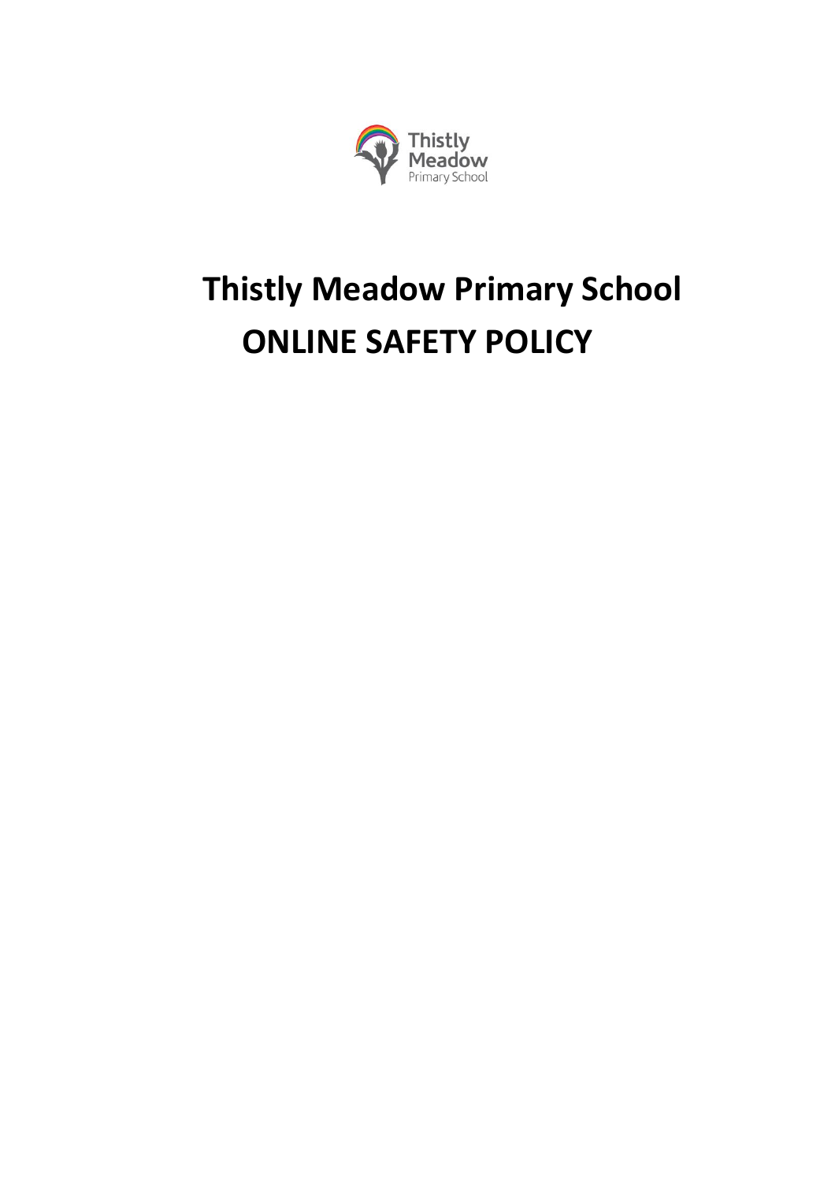# Thistly Meadow Primary School

# ONLINE SAFETY POLICY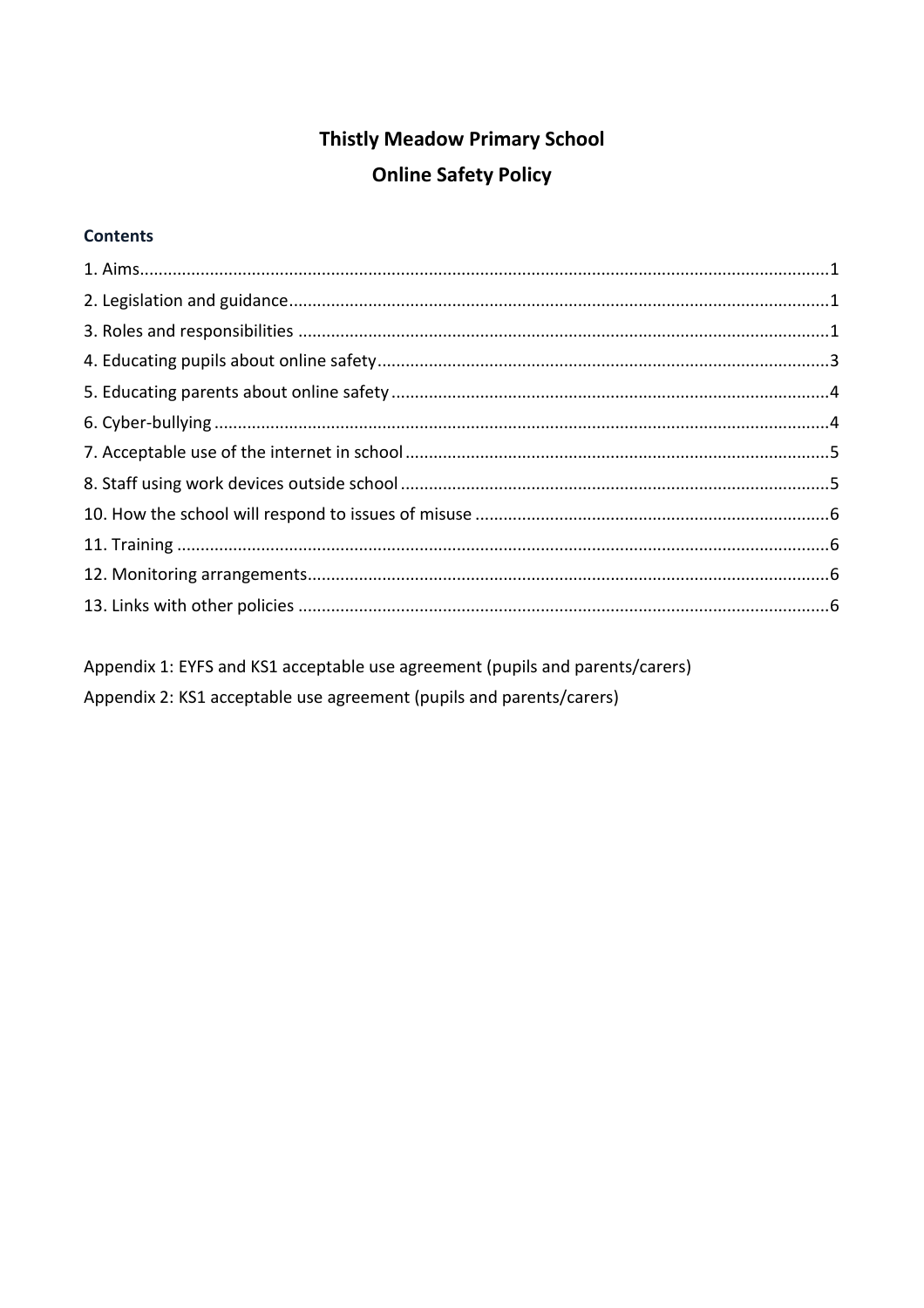# Thistly Meadow Primary School
# Online Safety Policy

## Contents

1. Aims ... 1
2. Legislation and guidance ... 1
3. Roles and responsibilities ... 1
4. Educating pupils about online safety ... 3
5. Educating parents about online safety ... 4
6. Cyber-bullying ... 4
7. Acceptable use of the internet in school ... 5
8. Staff using work devices outside school ... 5
10. How the school will respond to issues of misuse ... 6
11. Training ... 6
12. Monitoring arrangements ... 6
13. Links with other policies ... 6

Appendix 1: EYFS and KS1 acceptable use agreement (pupils and parents/carers)

Appendix 2: KS1 acceptable use agreement (pupils and parents/carers)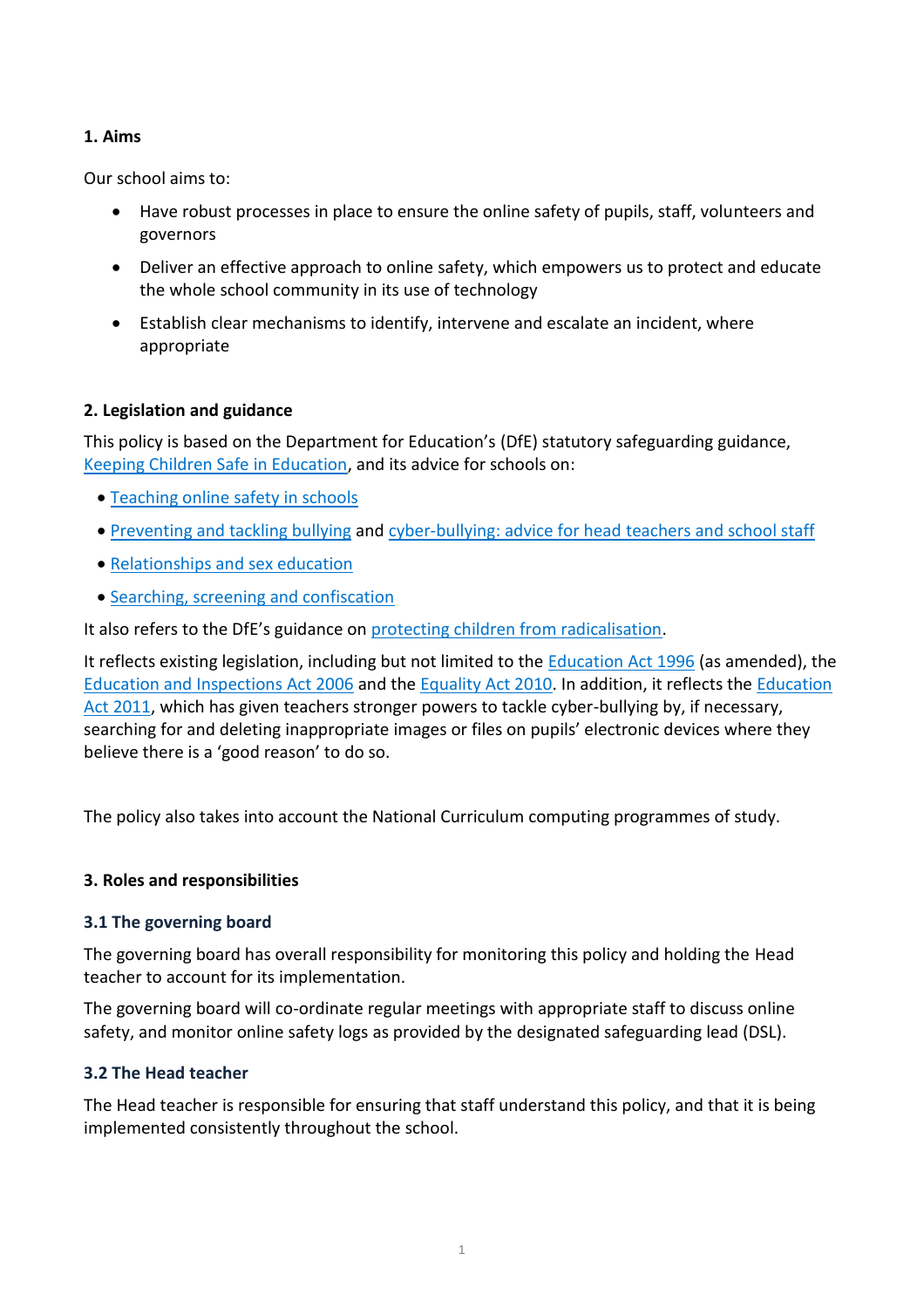## 1. Aims

Our school aims to:

- Have robust processes in place to ensure the online safety of pupils, staff, volunteers and governors
- Deliver an effective approach to online safety, which empowers us to protect and educate the whole school community in its use of technology
- Establish clear mechanisms to identify, intervene and escalate an incident, where appropriate

## 2. Legislation and guidance

This policy is based on the Department for Education's (DfE) statutory safeguarding guidance, Keeping Children Safe in Education, and its advice for schools on:

- Teaching online safety in schools
- Preventing and tackling bullying and cyber-bullying: advice for head teachers and school staff
- Relationships and sex education
- Searching, screening and confiscation

It also refers to the DfE's guidance on protecting children from radicalisation.

It reflects existing legislation, including but not limited to the Education Act 1996 (as amended), the Education and Inspections Act 2006 and the Equality Act 2010. In addition, it reflects the Education Act 2011, which has given teachers stronger powers to tackle cyber-bullying by, if necessary, searching for and deleting inappropriate images or files on pupils' electronic devices where they believe there is a 'good reason' to do so.

The policy also takes into account the National Curriculum computing programmes of study.

## 3. Roles and responsibilities

### 3.1 The governing board

The governing board has overall responsibility for monitoring this policy and holding the Head teacher to account for its implementation.

The governing board will co-ordinate regular meetings with appropriate staff to discuss online safety, and monitor online safety logs as provided by the designated safeguarding lead (DSL).

### 3.2 The Head teacher

The Head teacher is responsible for ensuring that staff understand this policy, and that it is being implemented consistently throughout the school.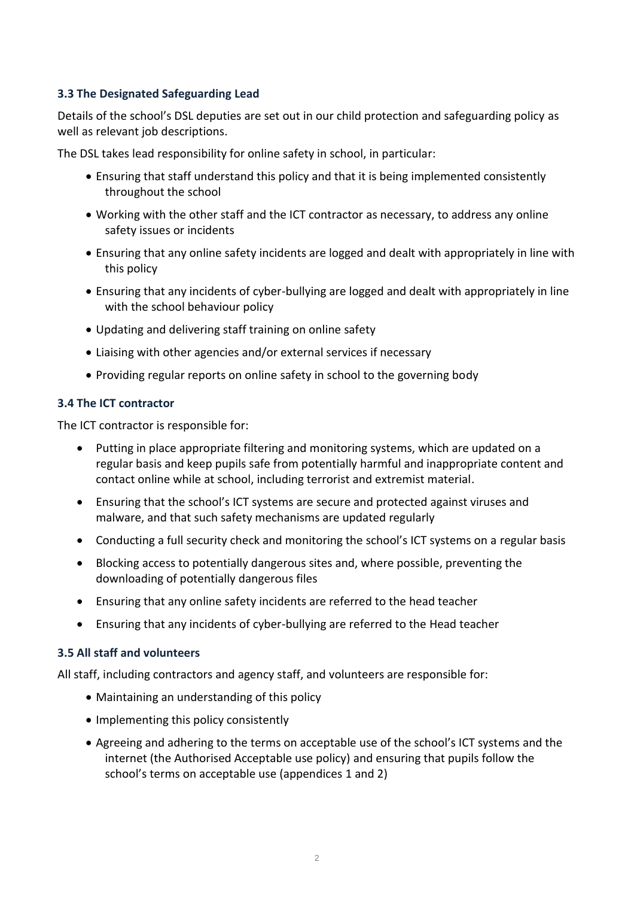### 3.3 The Designated Safeguarding Lead

Details of the school's DSL deputies are set out in our child protection and safeguarding policy as well as relevant job descriptions.

The DSL takes lead responsibility for online safety in school, in particular:

- Ensuring that staff understand this policy and that it is being implemented consistently throughout the school
- Working with the other staff and the ICT contractor as necessary, to address any online safety issues or incidents
- Ensuring that any online safety incidents are logged and dealt with appropriately in line with this policy
- Ensuring that any incidents of cyber-bullying are logged and dealt with appropriately in line with the school behaviour policy
- Updating and delivering staff training on online safety
- Liaising with other agencies and/or external services if necessary
- Providing regular reports on online safety in school to the governing body

### 3.4 The ICT contractor

The ICT contractor is responsible for:

- Putting in place appropriate filtering and monitoring systems, which are updated on a regular basis and keep pupils safe from potentially harmful and inappropriate content and contact online while at school, including terrorist and extremist material.
- Ensuring that the school's ICT systems are secure and protected against viruses and malware, and that such safety mechanisms are updated regularly
- Conducting a full security check and monitoring the school's ICT systems on a regular basis
- Blocking access to potentially dangerous sites and, where possible, preventing the downloading of potentially dangerous files
- Ensuring that any online safety incidents are referred to the head teacher
- Ensuring that any incidents of cyber-bullying are referred to the Head teacher

### 3.5 All staff and volunteers

All staff, including contractors and agency staff, and volunteers are responsible for:

- Maintaining an understanding of this policy
- Implementing this policy consistently
- Agreeing and adhering to the terms on acceptable use of the school's ICT systems and the internet (the Authorised Acceptable use policy) and ensuring that pupils follow the school's terms on acceptable use (appendices 1 and 2)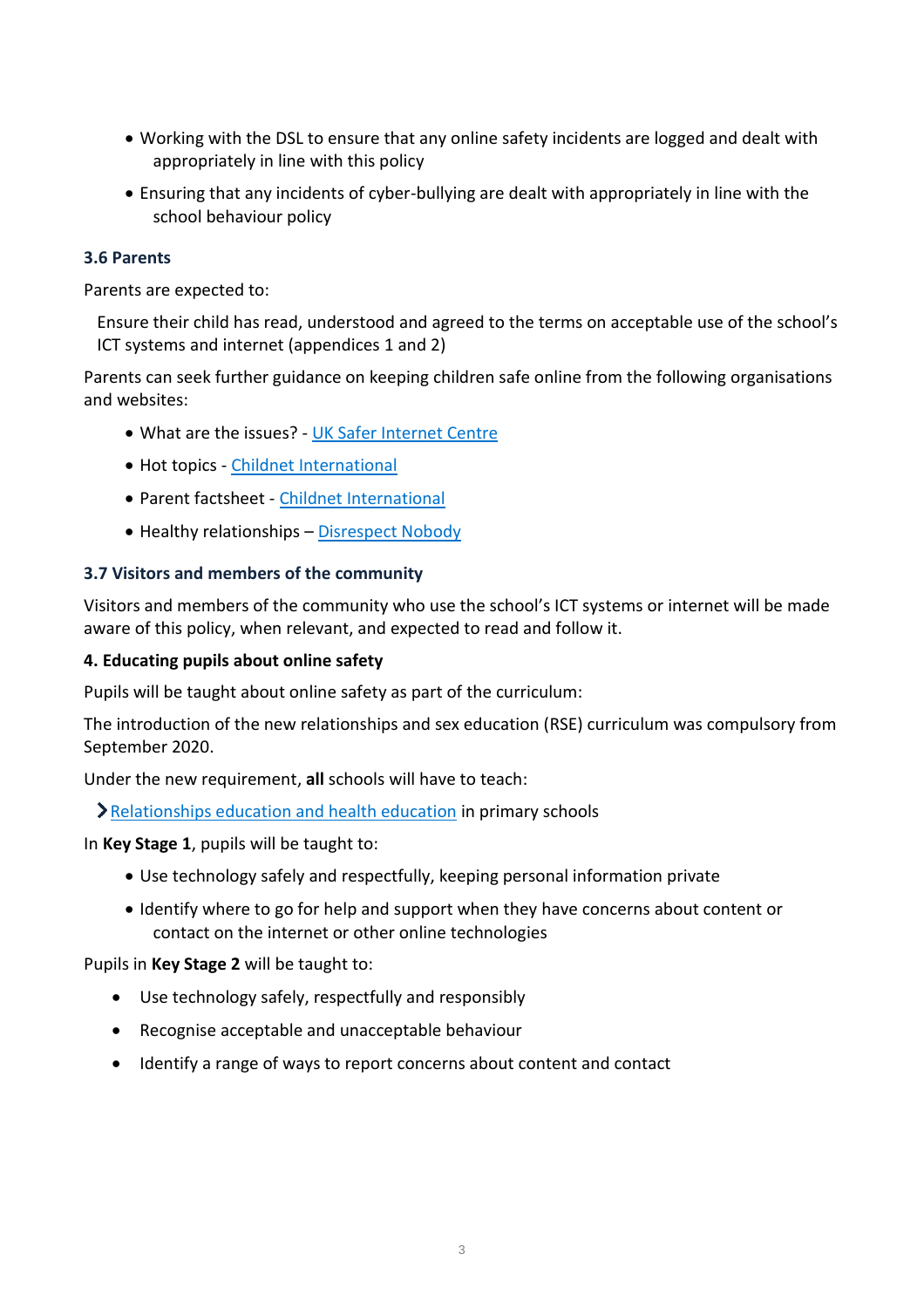- Working with the DSL to ensure that any online safety incidents are logged and dealt with appropriately in line with this policy
- Ensuring that any incidents of cyber-bullying are dealt with appropriately in line with the school behaviour policy

### 3.6 Parents

Parents are expected to:

Ensure their child has read, understood and agreed to the terms on acceptable use of the school's ICT systems and internet (appendices 1 and 2)

Parents can seek further guidance on keeping children safe online from the following organisations and websites:

- What are the issues? - UK Safer Internet Centre
- Hot topics - Childnet International
- Parent factsheet - Childnet International
- Healthy relationships – Disrespect Nobody

### 3.7 Visitors and members of the community

Visitors and members of the community who use the school's ICT systems or internet will be made aware of this policy, when relevant, and expected to read and follow it.

### 4. Educating pupils about online safety

Pupils will be taught about online safety as part of the curriculum:

The introduction of the new relationships and sex education (RSE) curriculum was compulsory from September 2020.

Under the new requirement, **all** schools will have to teach:

- Relationships education and health education in primary schools

In **Key Stage 1**, pupils will be taught to:

- Use technology safely and respectfully, keeping personal information private
- Identify where to go for help and support when they have concerns about content or contact on the internet or other online technologies

Pupils in **Key Stage 2** will be taught to:

- Use technology safely, respectfully and responsibly
- Recognise acceptable and unacceptable behaviour
- Identify a range of ways to report concerns about content and contact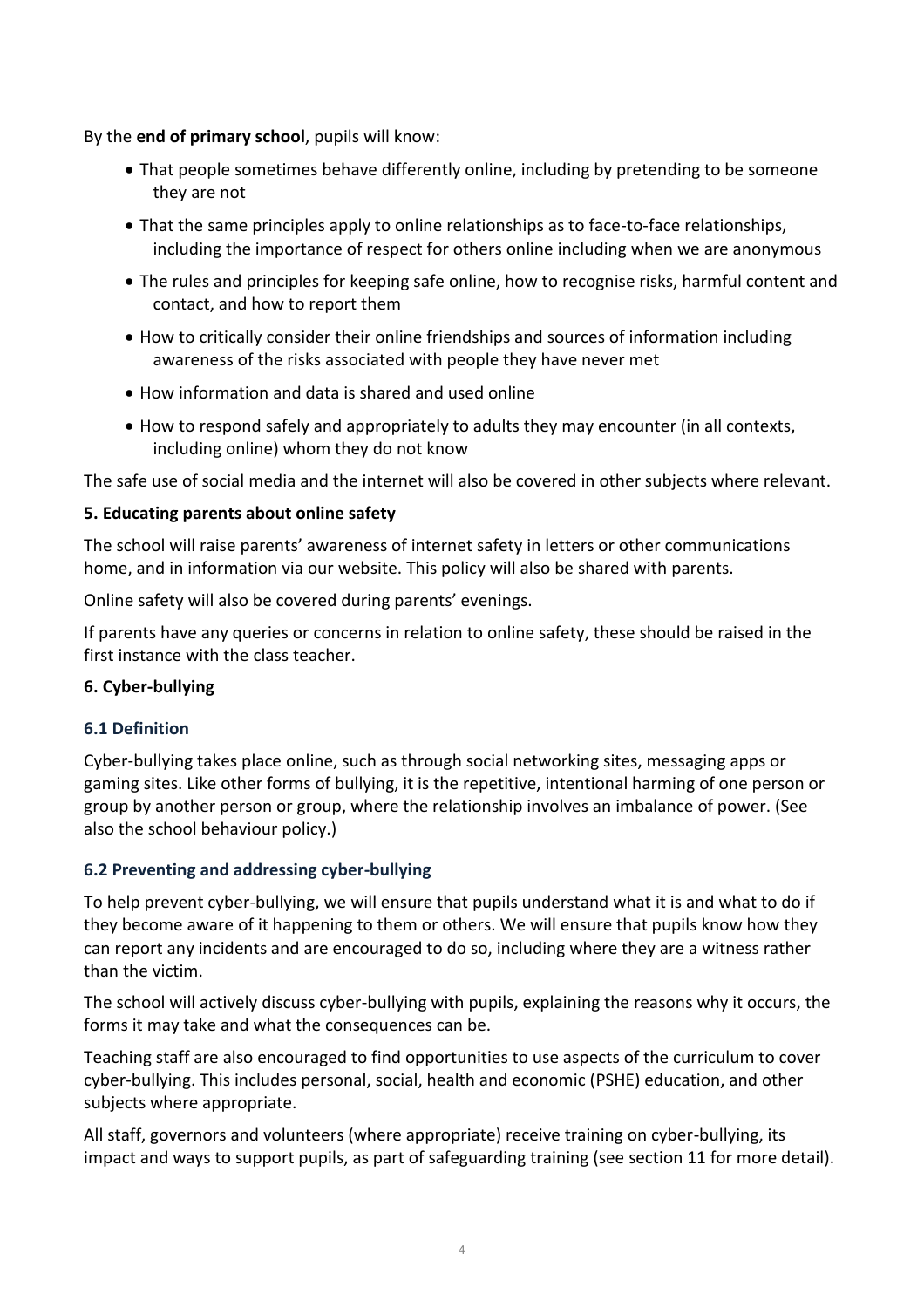By the **end of primary school**, pupils will know:

- That people sometimes behave differently online, including by pretending to be someone they are not
- That the same principles apply to online relationships as to face-to-face relationships, including the importance of respect for others online including when we are anonymous
- The rules and principles for keeping safe online, how to recognise risks, harmful content and contact, and how to report them
- How to critically consider their online friendships and sources of information including awareness of the risks associated with people they have never met
- How information and data is shared and used online
- How to respond safely and appropriately to adults they may encounter (in all contexts, including online) whom they do not know

The safe use of social media and the internet will also be covered in other subjects where relevant.

## 5. Educating parents about online safety

The school will raise parents' awareness of internet safety in letters or other communications home, and in information via our website. This policy will also be shared with parents.

Online safety will also be covered during parents' evenings.

If parents have any queries or concerns in relation to online safety, these should be raised in the first instance with the class teacher.

## 6. Cyber-bullying

### 6.1 Definition

Cyber-bullying takes place online, such as through social networking sites, messaging apps or gaming sites. Like other forms of bullying, it is the repetitive, intentional harming of one person or group by another person or group, where the relationship involves an imbalance of power. (See also the school behaviour policy.)

### 6.2 Preventing and addressing cyber-bullying

To help prevent cyber-bullying, we will ensure that pupils understand what it is and what to do if they become aware of it happening to them or others. We will ensure that pupils know how they can report any incidents and are encouraged to do so, including where they are a witness rather than the victim.

The school will actively discuss cyber-bullying with pupils, explaining the reasons why it occurs, the forms it may take and what the consequences can be.

Teaching staff are also encouraged to find opportunities to use aspects of the curriculum to cover cyber-bullying. This includes personal, social, health and economic (PSHE) education, and other subjects where appropriate.

All staff, governors and volunteers (where appropriate) receive training on cyber-bullying, its impact and ways to support pupils, as part of safeguarding training (see section 11 for more detail).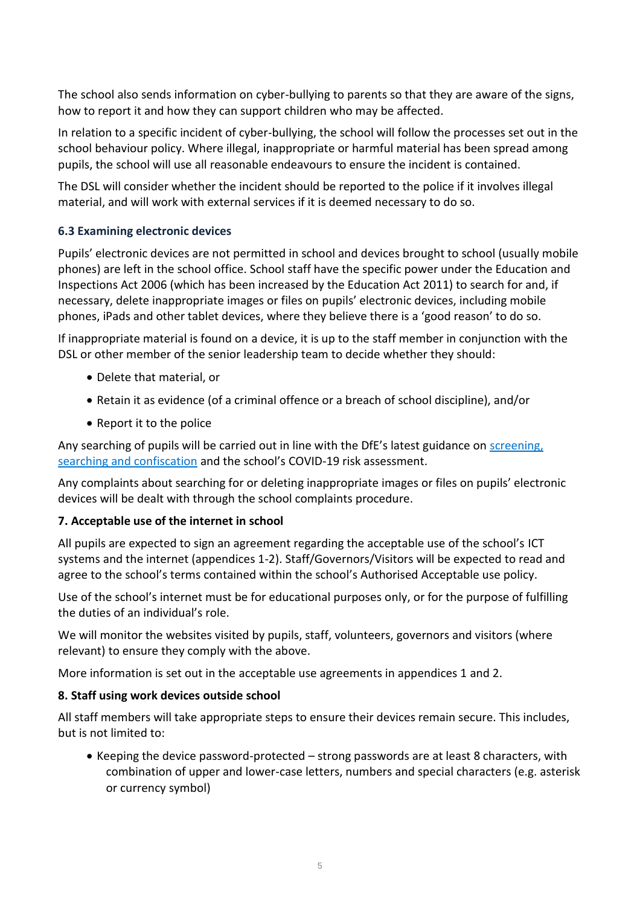The school also sends information on cyber-bullying to parents so that they are aware of the signs, how to report it and how they can support children who may be affected.

In relation to a specific incident of cyber-bullying, the school will follow the processes set out in the school behaviour policy. Where illegal, inappropriate or harmful material has been spread among pupils, the school will use all reasonable endeavours to ensure the incident is contained.

The DSL will consider whether the incident should be reported to the police if it involves illegal material, and will work with external services if it is deemed necessary to do so.

### 6.3 Examining electronic devices

Pupils' electronic devices are not permitted in school and devices brought to school (usually mobile phones) are left in the school office. School staff have the specific power under the Education and Inspections Act 2006 (which has been increased by the Education Act 2011) to search for and, if necessary, delete inappropriate images or files on pupils' electronic devices, including mobile phones, iPads and other tablet devices, where they believe there is a 'good reason' to do so.

If inappropriate material is found on a device, it is up to the staff member in conjunction with the DSL or other member of the senior leadership team to decide whether they should:

- Delete that material, or
- Retain it as evidence (of a criminal offence or a breach of school discipline), and/or
- Report it to the police

Any searching of pupils will be carried out in line with the DfE's latest guidance on screening, searching and confiscation and the school's COVID-19 risk assessment.

Any complaints about searching for or deleting inappropriate images or files on pupils' electronic devices will be dealt with through the school complaints procedure.

### 7. Acceptable use of the internet in school

All pupils are expected to sign an agreement regarding the acceptable use of the school's ICT systems and the internet (appendices 1-2). Staff/Governors/Visitors will be expected to read and agree to the school's terms contained within the school's Authorised Acceptable use policy.

Use of the school's internet must be for educational purposes only, or for the purpose of fulfilling the duties of an individual's role.

We will monitor the websites visited by pupils, staff, volunteers, governors and visitors (where relevant) to ensure they comply with the above.

More information is set out in the acceptable use agreements in appendices 1 and 2.

### 8. Staff using work devices outside school

All staff members will take appropriate steps to ensure their devices remain secure. This includes, but is not limited to:

- Keeping the device password-protected – strong passwords are at least 8 characters, with combination of upper and lower-case letters, numbers and special characters (e.g. asterisk or currency symbol)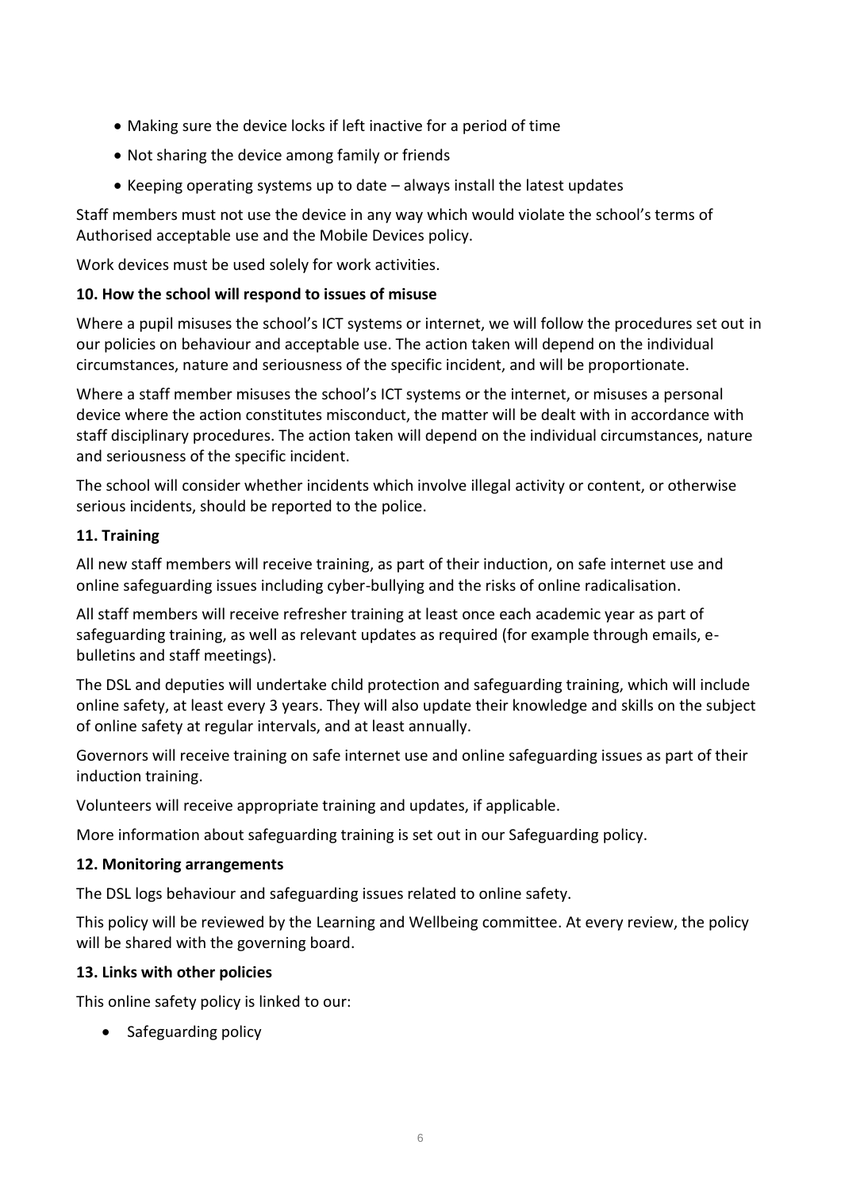- Making sure the device locks if left inactive for a period of time
- Not sharing the device among family or friends
- Keeping operating systems up to date – always install the latest updates

Staff members must not use the device in any way which would violate the school's terms of Authorised acceptable use and the Mobile Devices policy.

Work devices must be used solely for work activities.

**10. How the school will respond to issues of misuse**

Where a pupil misuses the school's ICT systems or internet, we will follow the procedures set out in our policies on behaviour and acceptable use. The action taken will depend on the individual circumstances, nature and seriousness of the specific incident, and will be proportionate.

Where a staff member misuses the school's ICT systems or the internet, or misuses a personal device where the action constitutes misconduct, the matter will be dealt with in accordance with staff disciplinary procedures. The action taken will depend on the individual circumstances, nature and seriousness of the specific incident.

The school will consider whether incidents which involve illegal activity or content, or otherwise serious incidents, should be reported to the police.

**11. Training**

All new staff members will receive training, as part of their induction, on safe internet use and online safeguarding issues including cyber-bullying and the risks of online radicalisation.

All staff members will receive refresher training at least once each academic year as part of safeguarding training, as well as relevant updates as required (for example through emails, e-bulletins and staff meetings).

The DSL and deputies will undertake child protection and safeguarding training, which will include online safety, at least every 3 years. They will also update their knowledge and skills on the subject of online safety at regular intervals, and at least annually.

Governors will receive training on safe internet use and online safeguarding issues as part of their induction training.

Volunteers will receive appropriate training and updates, if applicable.

More information about safeguarding training is set out in our Safeguarding policy.

**12. Monitoring arrangements**

The DSL logs behaviour and safeguarding issues related to online safety.

This policy will be reviewed by the Learning and Wellbeing committee. At every review, the policy will be shared with the governing board.

**13. Links with other policies**

This online safety policy is linked to our:

- Safeguarding policy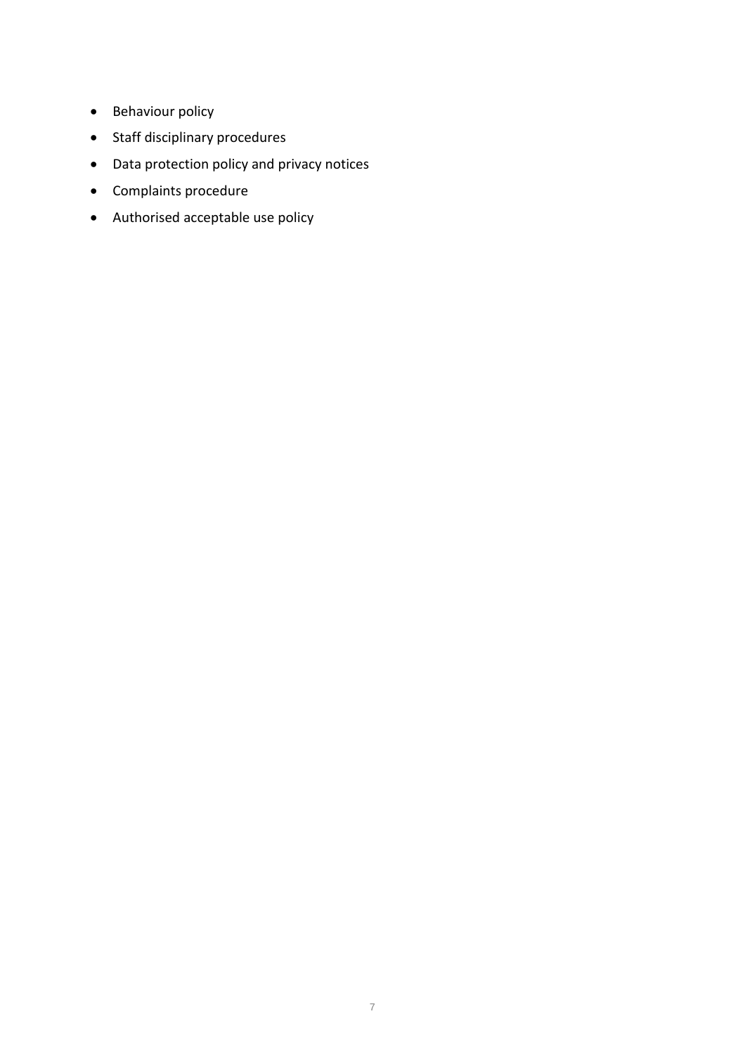- Behaviour policy
- Staff disciplinary procedures
- Data protection policy and privacy notices
- Complaints procedure
- Authorised acceptable use policy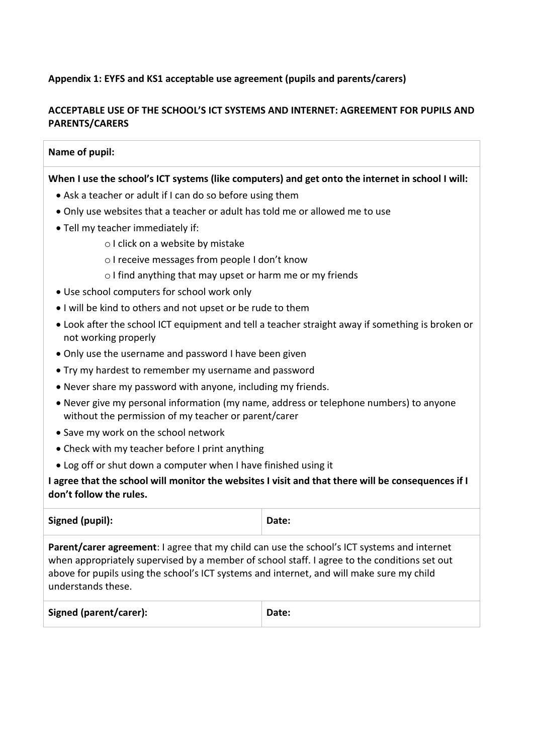**Appendix 1: EYFS and KS1 acceptable use agreement (pupils and parents/carers)**

**ACCEPTABLE USE OF THE SCHOOL'S ICT SYSTEMS AND INTERNET: AGREEMENT FOR PUPILS AND PARENTS/CARERS**

**Name of pupil:**

**When I use the school's ICT systems (like computers) and get onto the internet in school I will:**

- Ask a teacher or adult if I can do so before using them
- Only use websites that a teacher or adult has told me or allowed me to use
- Tell my teacher immediately if:
    - I click on a website by mistake
    - I receive messages from people I don't know
    - I find anything that may upset or harm me or my friends
- Use school computers for school work only
- I will be kind to others and not upset or be rude to them
- Look after the school ICT equipment and tell a teacher straight away if something is broken or not working properly
- Only use the username and password I have been given
- Try my hardest to remember my username and password
- Never share my password with anyone, including my friends.
- Never give my personal information (my name, address or telephone numbers) to anyone without the permission of my teacher or parent/carer
- Save my work on the school network
- Check with my teacher before I print anything
- Log off or shut down a computer when I have finished using it

**I agree that the school will monitor the websites I visit and that there will be consequences if I don't follow the rules.**

| **Signed (pupil):** | **Date:** |
|---|---|

**Parent/carer agreement**: I agree that my child can use the school's ICT systems and internet when appropriately supervised by a member of school staff. I agree to the conditions set out above for pupils using the school's ICT systems and internet, and will make sure my child understands these.

| **Signed (parent/carer):** | **Date:** |
|---|---|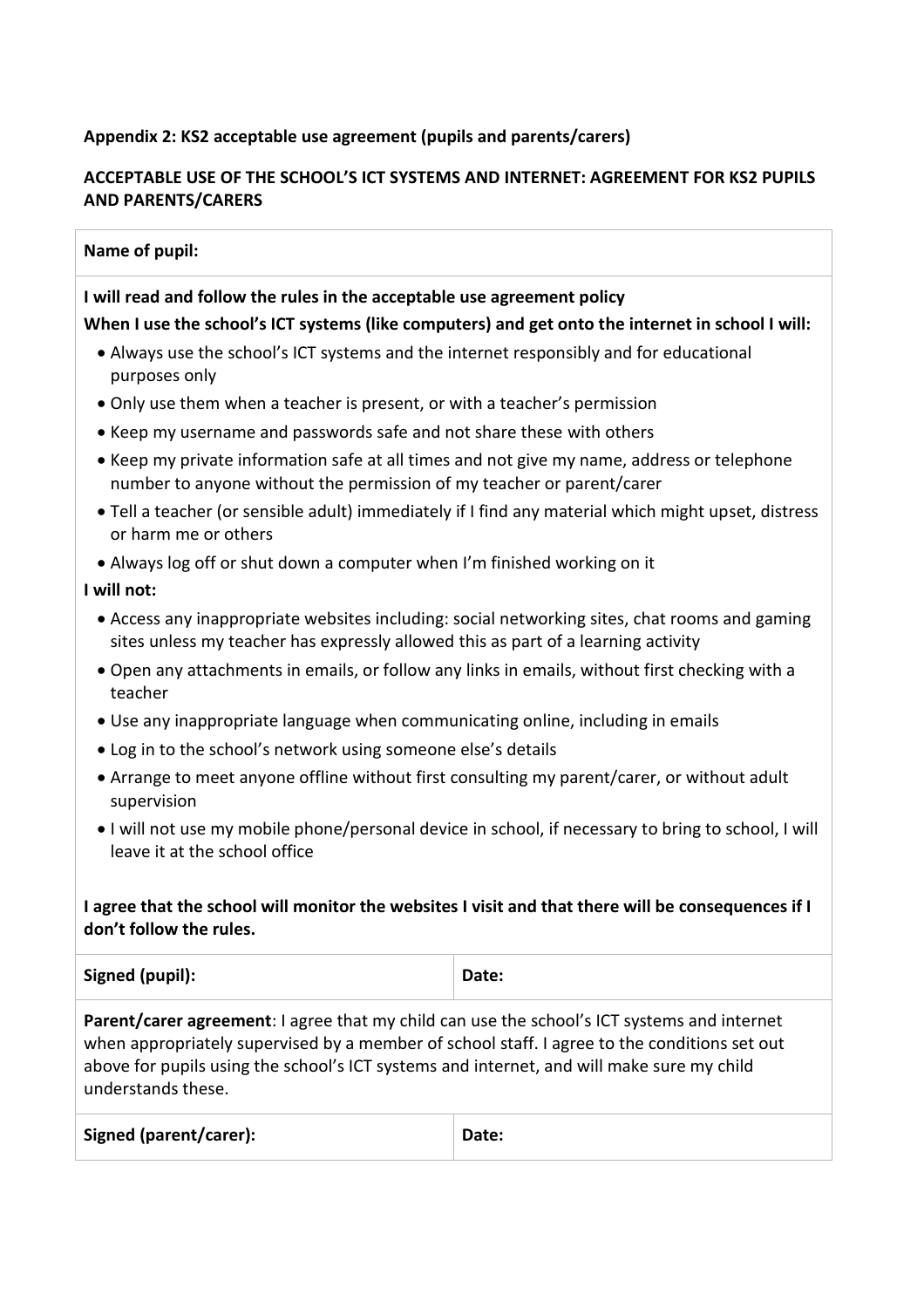**Appendix 2: KS2 acceptable use agreement (pupils and parents/carers)**

**ACCEPTABLE USE OF THE SCHOOL'S ICT SYSTEMS AND INTERNET: AGREEMENT FOR KS2 PUPILS AND PARENTS/CARERS**

**Name of pupil:**

**I will read and follow the rules in the acceptable use agreement policy**

**When I use the school's ICT systems (like computers) and get onto the internet in school I will:**

- Always use the school's ICT systems and the internet responsibly and for educational purposes only
- Only use them when a teacher is present, or with a teacher's permission
- Keep my username and passwords safe and not share these with others
- Keep my private information safe at all times and not give my name, address or telephone number to anyone without the permission of my teacher or parent/carer
- Tell a teacher (or sensible adult) immediately if I find any material which might upset, distress or harm me or others
- Always log off or shut down a computer when I'm finished working on it

**I will not:**

- Access any inappropriate websites including: social networking sites, chat rooms and gaming sites unless my teacher has expressly allowed this as part of a learning activity
- Open any attachments in emails, or follow any links in emails, without first checking with a teacher
- Use any inappropriate language when communicating online, including in emails
- Log in to the school's network using someone else's details
- Arrange to meet anyone offline without first consulting my parent/carer, or without adult supervision
- I will not use my mobile phone/personal device in school, if necessary to bring to school, I will leave it at the school office

**I agree that the school will monitor the websites I visit and that there will be consequences if I don't follow the rules.**

| **Signed (pupil):** | **Date:** |
| --- | --- |

**Parent/carer agreement**: I agree that my child can use the school's ICT systems and internet when appropriately supervised by a member of school staff. I agree to the conditions set out above for pupils using the school's ICT systems and internet, and will make sure my child understands these.

| **Signed (parent/carer):** | **Date:** |
| --- | --- |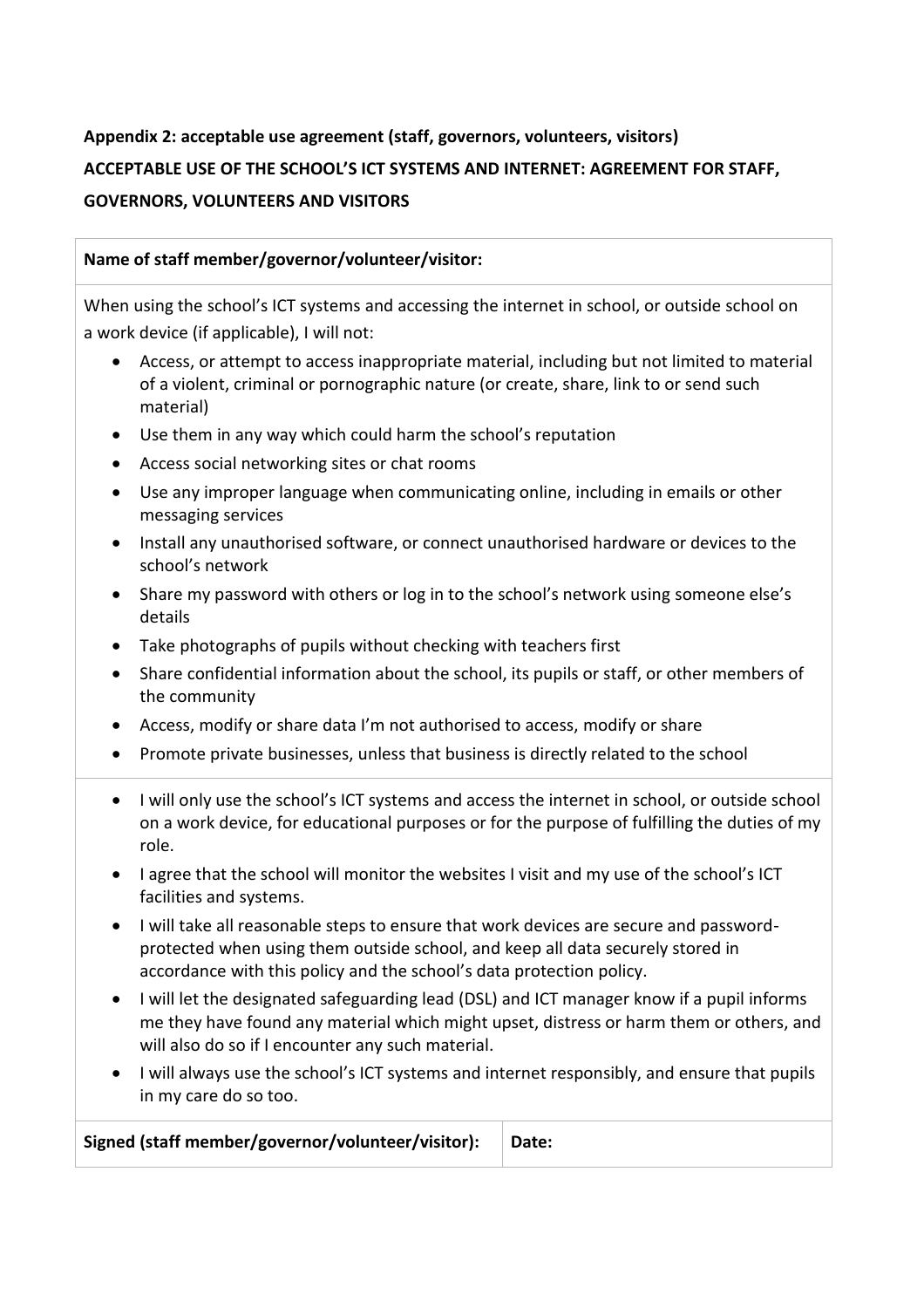**Appendix 2: acceptable use agreement (staff, governors, volunteers, visitors)**

**ACCEPTABLE USE OF THE SCHOOL'S ICT SYSTEMS AND INTERNET: AGREEMENT FOR STAFF, GOVERNORS, VOLUNTEERS AND VISITORS**

**Name of staff member/governor/volunteer/visitor:**

When using the school's ICT systems and accessing the internet in school, or outside school on a work device (if applicable), I will not:

- Access, or attempt to access inappropriate material, including but not limited to material of a violent, criminal or pornographic nature (or create, share, link to or send such material)
- Use them in any way which could harm the school's reputation
- Access social networking sites or chat rooms
- Use any improper language when communicating online, including in emails or other messaging services
- Install any unauthorised software, or connect unauthorised hardware or devices to the school's network
- Share my password with others or log in to the school's network using someone else's details
- Take photographs of pupils without checking with teachers first
- Share confidential information about the school, its pupils or staff, or other members of the community
- Access, modify or share data I'm not authorised to access, modify or share
- Promote private businesses, unless that business is directly related to the school

---

- I will only use the school's ICT systems and access the internet in school, or outside school on a work device, for educational purposes or for the purpose of fulfilling the duties of my role.
- I agree that the school will monitor the websites I visit and my use of the school's ICT facilities and systems.
- I will take all reasonable steps to ensure that work devices are secure and password-protected when using them outside school, and keep all data securely stored in accordance with this policy and the school's data protection policy.
- I will let the designated safeguarding lead (DSL) and ICT manager know if a pupil informs me they have found any material which might upset, distress or harm them or others, and will also do so if I encounter any such material.
- I will always use the school's ICT systems and internet responsibly, and ensure that pupils in my care do so too.

| **Signed (staff member/governor/volunteer/visitor):** | **Date:** |
|---|---|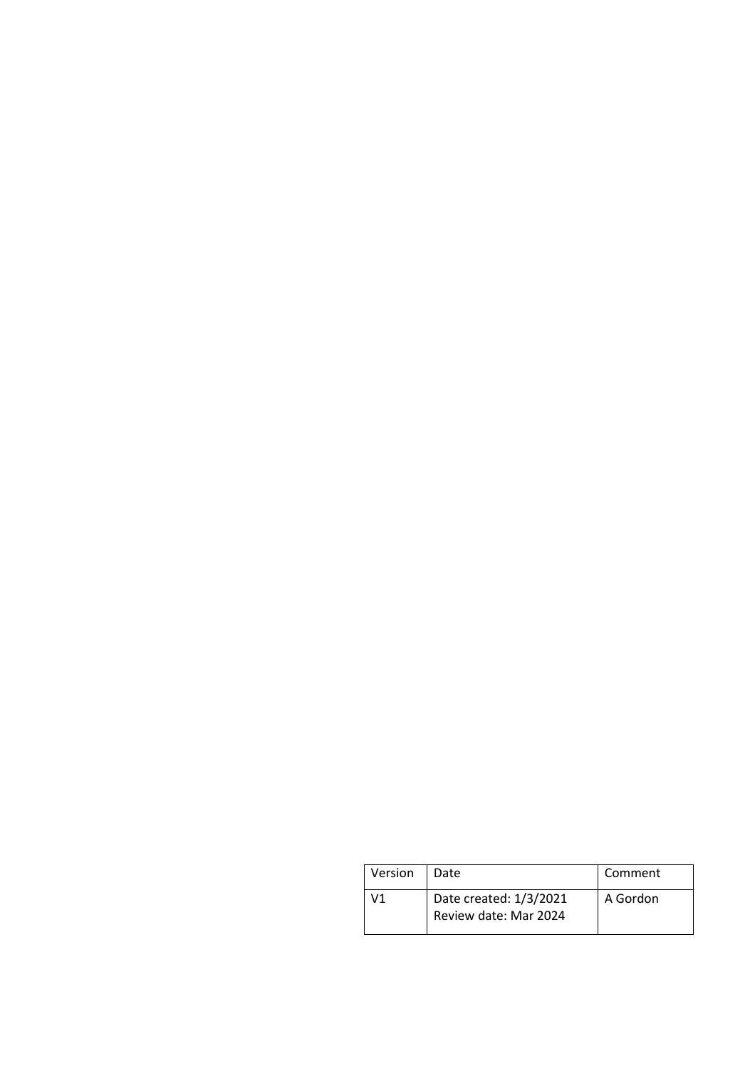| Version | Date | Comment |
| --- | --- | --- |
| V1 | Date created: 1/3/2021<br>Review date: Mar 2024 | A Gordon |